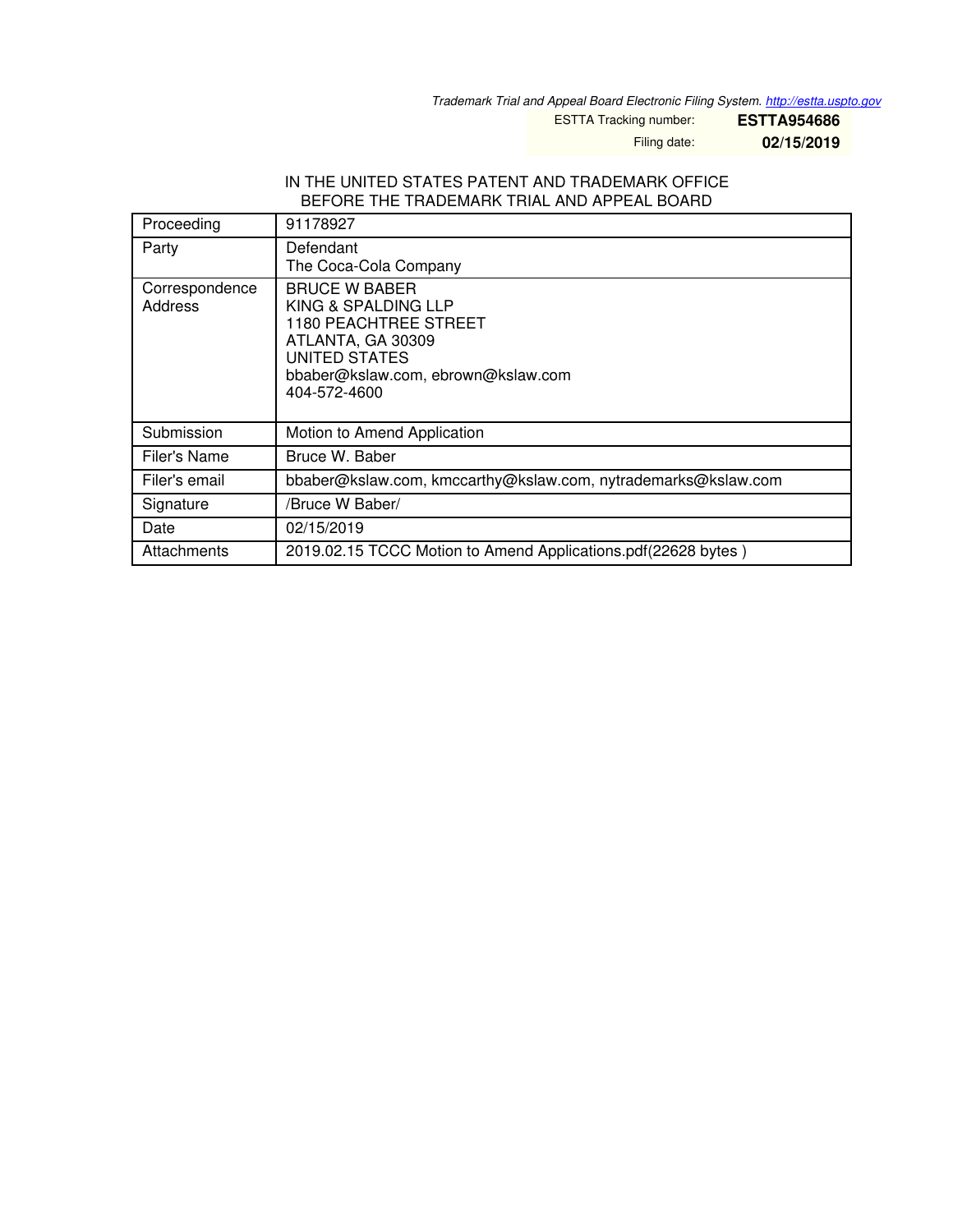*Trademark Trial and Appeal Board Electronic Filing System. http://estta.uspto.gov*

ESTTA Tracking number: **ESTTA954686**

Filing date: **02/15/2019**

IN THE UNITED STATES PATENT AND TRADEMARK OFFICE
BEFORE THE TRADEMARK TRIAL AND APPEAL BOARD

| Proceeding | 91178927 |
|---|---|
| Party | Defendant<br>The Coca-Cola Company |
| Correspondence Address | BRUCE W BABER<br>KING & SPALDING LLP<br>1180 PEACHTREE STREET<br>ATLANTA, GA 30309<br>UNITED STATES<br>bbaber@kslaw.com, ebrown@kslaw.com<br>404-572-4600 |
| Submission | Motion to Amend Application |
| Filer's Name | Bruce W. Baber |
| Filer's email | bbaber@kslaw.com, kmccarthy@kslaw.com, nytrademarks@kslaw.com |
| Signature | /Bruce W Baber/ |
| Date | 02/15/2019 |
| Attachments | 2019.02.15 TCCC Motion to Amend Applications.pdf(22628 bytes ) |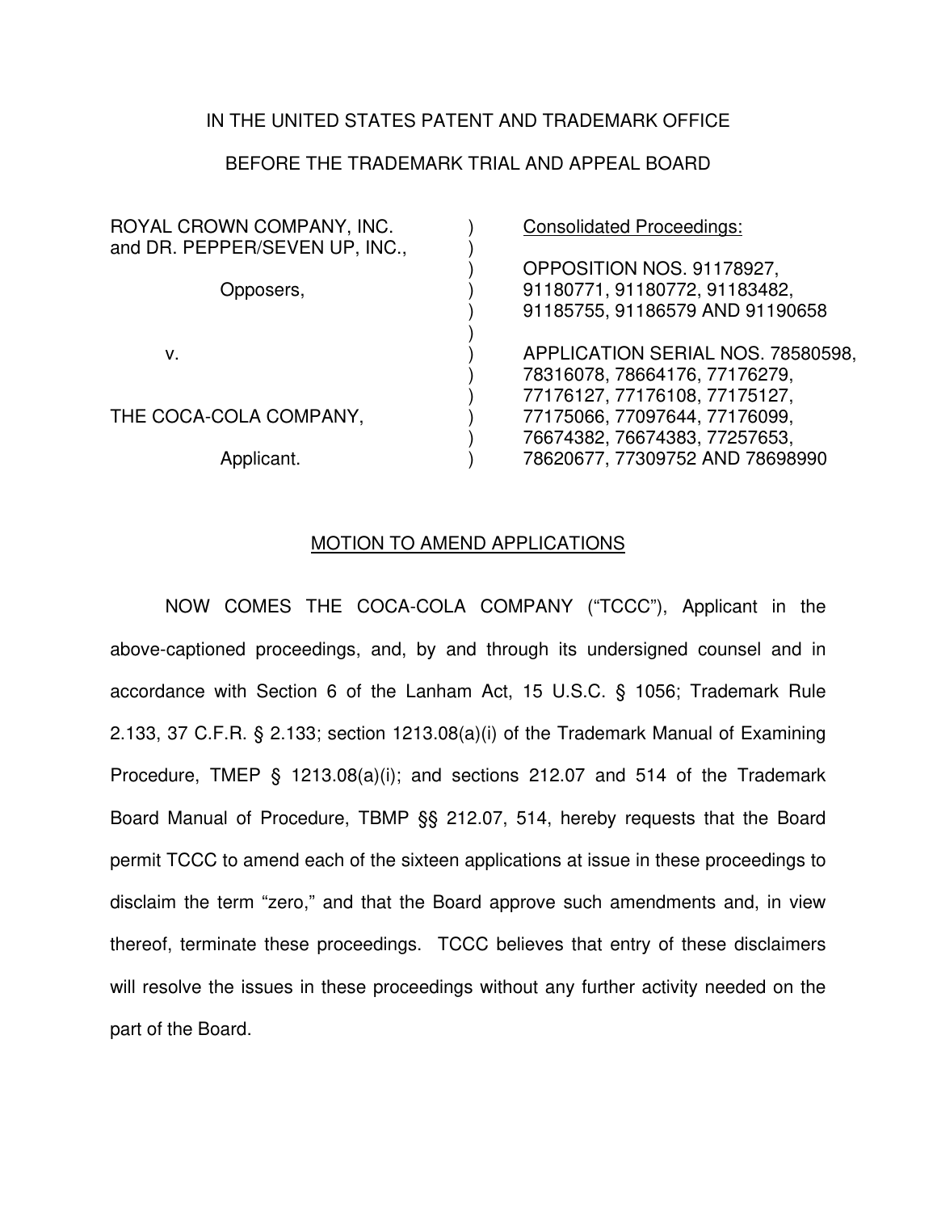IN THE UNITED STATES PATENT AND TRADEMARK OFFICE

BEFORE THE TRADEMARK TRIAL AND APPEAL BOARD

| | | |
|---|---|---|
| ROYAL CROWN COMPANY, INC. and DR. PEPPER/SEVEN UP, INC., | ) | Consolidated Proceedings: |
| Opposers, | ) | OPPOSITION NOS. 91178927, 91180771, 91180772, 91183482, 91185755, 91186579 AND 91190658 |
| v. | ) | APPLICATION SERIAL NOS. 78580598, 78316078, 78664176, 77176279, 77176127, 77176108, 77175127, 77175066, 77097644, 77176099, 76674382, 76674383, 77257653, 78620677, 77309752 AND 78698990 |
| THE COCA-COLA COMPANY, | ) | |
| Applicant. | ) | |

MOTION TO AMEND APPLICATIONS

NOW COMES THE COCA-COLA COMPANY ("TCCC"), Applicant in the above-captioned proceedings, and, by and through its undersigned counsel and in accordance with Section 6 of the Lanham Act, 15 U.S.C. § 1056; Trademark Rule 2.133, 37 C.F.R. § 2.133; section 1213.08(a)(i) of the Trademark Manual of Examining Procedure, TMEP § 1213.08(a)(i); and sections 212.07 and 514 of the Trademark Board Manual of Procedure, TBMP §§ 212.07, 514, hereby requests that the Board permit TCCC to amend each of the sixteen applications at issue in these proceedings to disclaim the term "zero," and that the Board approve such amendments and, in view thereof, terminate these proceedings. TCCC believes that entry of these disclaimers will resolve the issues in these proceedings without any further activity needed on the part of the Board.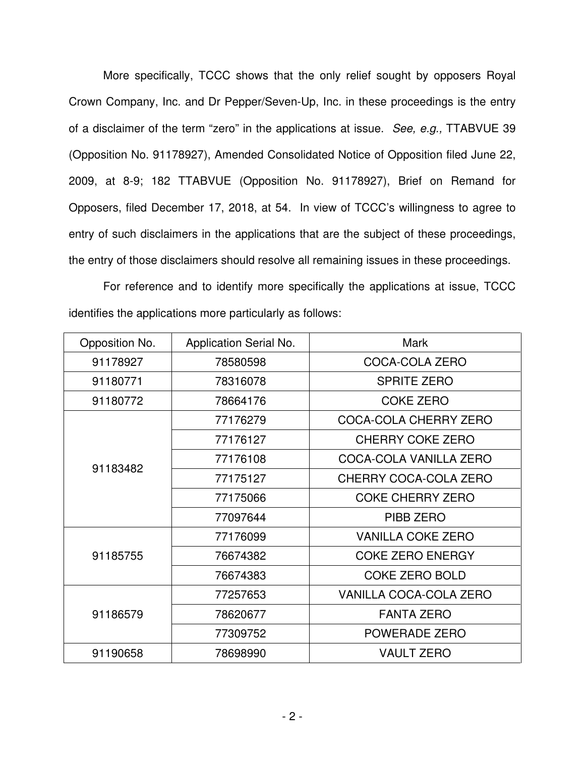More specifically, TCCC shows that the only relief sought by opposers Royal Crown Company, Inc. and Dr Pepper/Seven-Up, Inc. in these proceedings is the entry of a disclaimer of the term "zero" in the applications at issue. *See, e.g.,* TTABVUE 39 (Opposition No. 91178927), Amended Consolidated Notice of Opposition filed June 22, 2009, at 8-9; 182 TTABVUE (Opposition No. 91178927), Brief on Remand for Opposers, filed December 17, 2018, at 54. In view of TCCC's willingness to agree to entry of such disclaimers in the applications that are the subject of these proceedings, the entry of those disclaimers should resolve all remaining issues in these proceedings.

For reference and to identify more specifically the applications at issue, TCCC identifies the applications more particularly as follows:

| Opposition No. | Application Serial No. | Mark |
|---|---|---|
| 91178927 | 78580598 | COCA-COLA ZERO |
| 91180771 | 78316078 | SPRITE ZERO |
| 91180772 | 78664176 | COKE ZERO |
| 91183482 | 77176279 | COCA-COLA CHERRY ZERO |
| | 77176127 | CHERRY COKE ZERO |
| | 77176108 | COCA-COLA VANILLA ZERO |
| | 77175127 | CHERRY COCA-COLA ZERO |
| | 77175066 | COKE CHERRY ZERO |
| | 77097644 | PIBB ZERO |
| 91185755 | 77176099 | VANILLA COKE ZERO |
| | 76674382 | COKE ZERO ENERGY |
| | 76674383 | COKE ZERO BOLD |
| 91186579 | 77257653 | VANILLA COCA-COLA ZERO |
| | 78620677 | FANTA ZERO |
| | 77309752 | POWERADE ZERO |
| 91190658 | 78698990 | VAULT ZERO |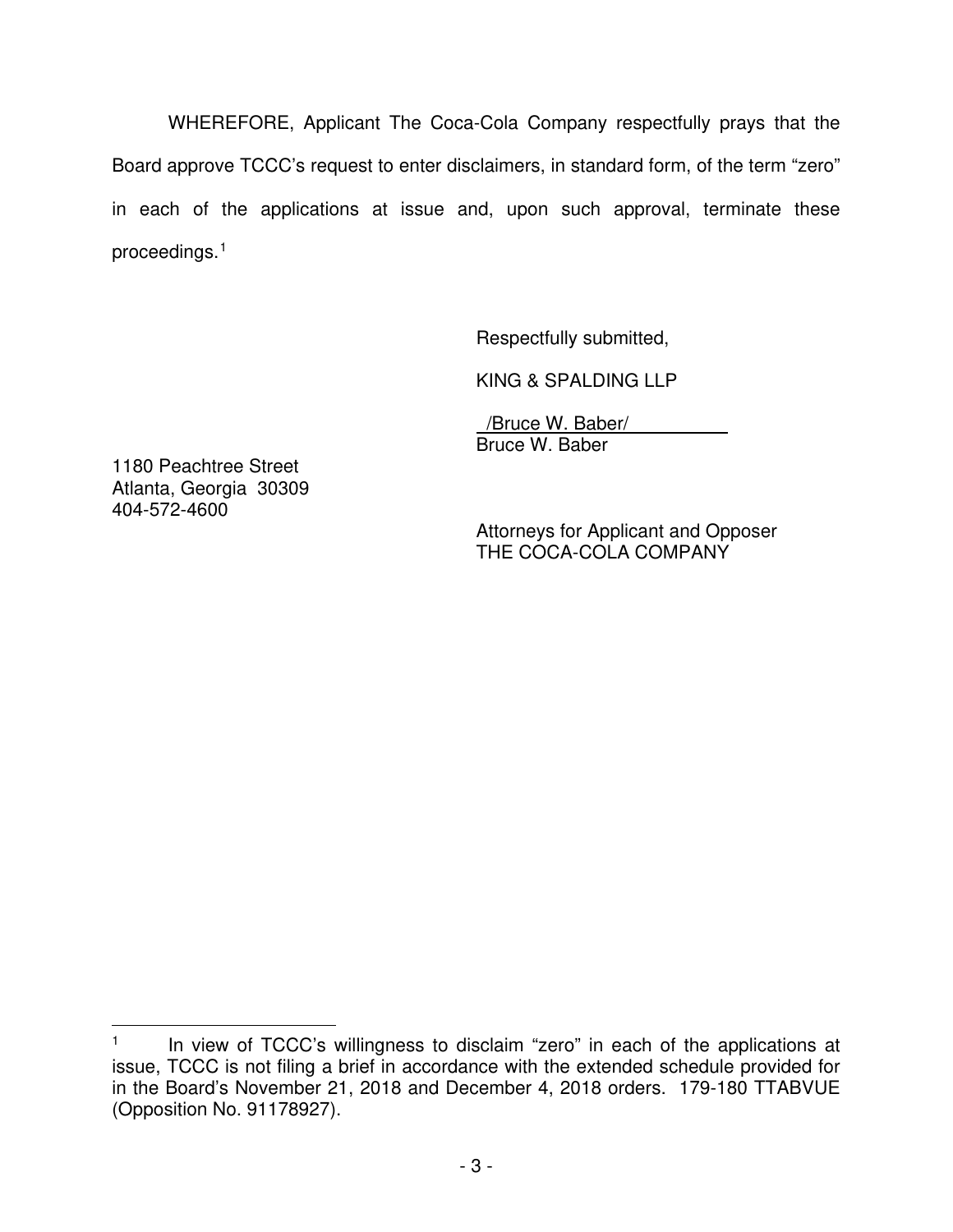WHEREFORE, Applicant The Coca-Cola Company respectfully prays that the Board approve TCCC's request to enter disclaimers, in standard form, of the term "zero" in each of the applications at issue and, upon such approval, terminate these proceedings.[1]

Respectfully submitted,

KING & SPALDING LLP

/Bruce W. Baber/
Bruce W. Baber

1180 Peachtree Street
Atlanta, Georgia 30309
404-572-4600

Attorneys for Applicant and Opposer
THE COCA-COLA COMPANY

---

[1] In view of TCCC's willingness to disclaim "zero" in each of the applications at issue, TCCC is not filing a brief in accordance with the extended schedule provided for in the Board's November 21, 2018 and December 4, 2018 orders. 179-180 TTABVUE (Opposition No. 91178927).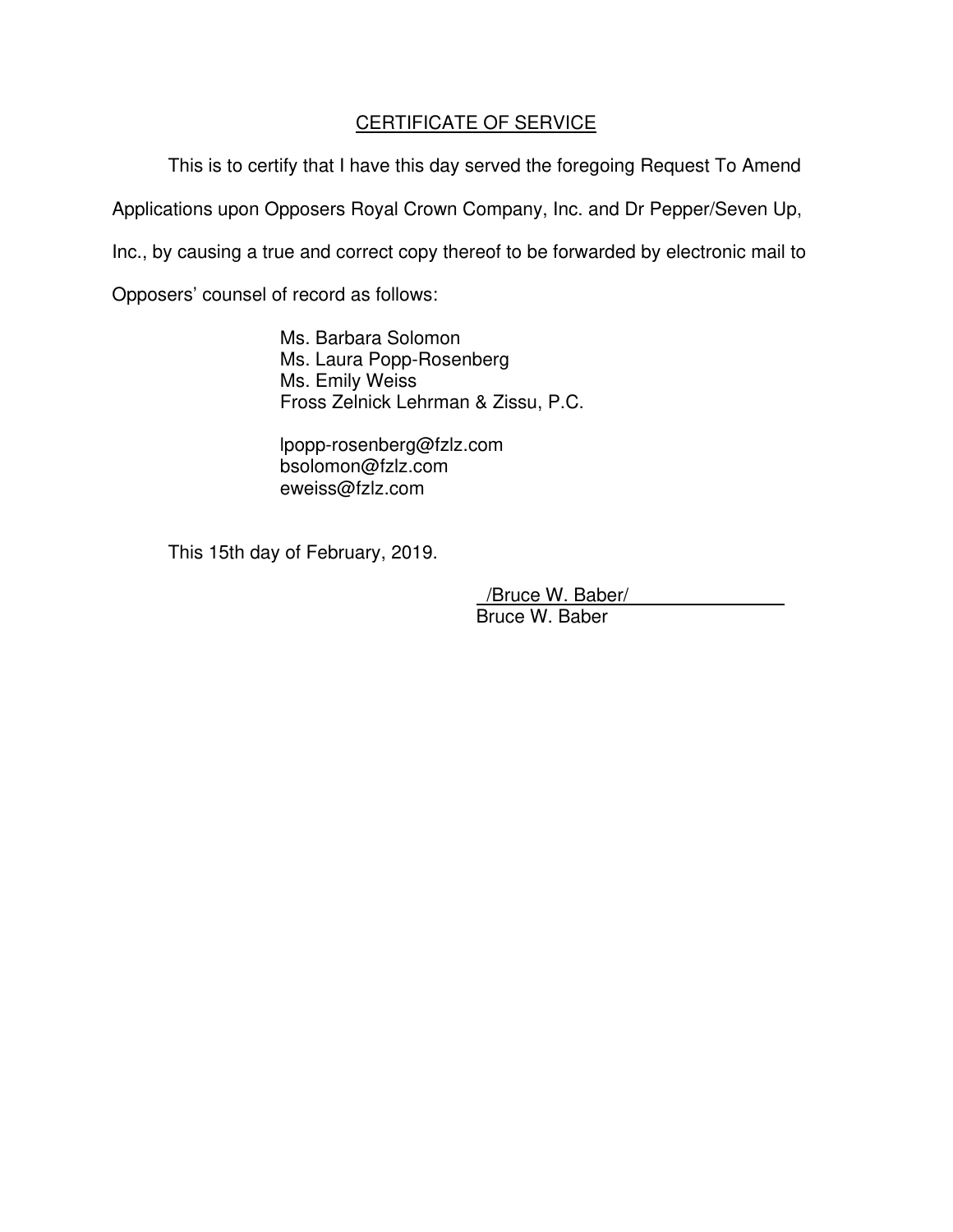## CERTIFICATE OF SERVICE

This is to certify that I have this day served the foregoing Request To Amend Applications upon Opposers Royal Crown Company, Inc. and Dr Pepper/Seven Up, Inc., by causing a true and correct copy thereof to be forwarded by electronic mail to Opposers' counsel of record as follows:

Ms. Barbara Solomon
Ms. Laura Popp-Rosenberg
Ms. Emily Weiss
Fross Zelnick Lehrman & Zissu, P.C.

lpopp-rosenberg@fzlz.com
bsolomon@fzlz.com
eweiss@fzlz.com

This 15th day of February, 2019.

/Bruce W. Baber/
Bruce W. Baber